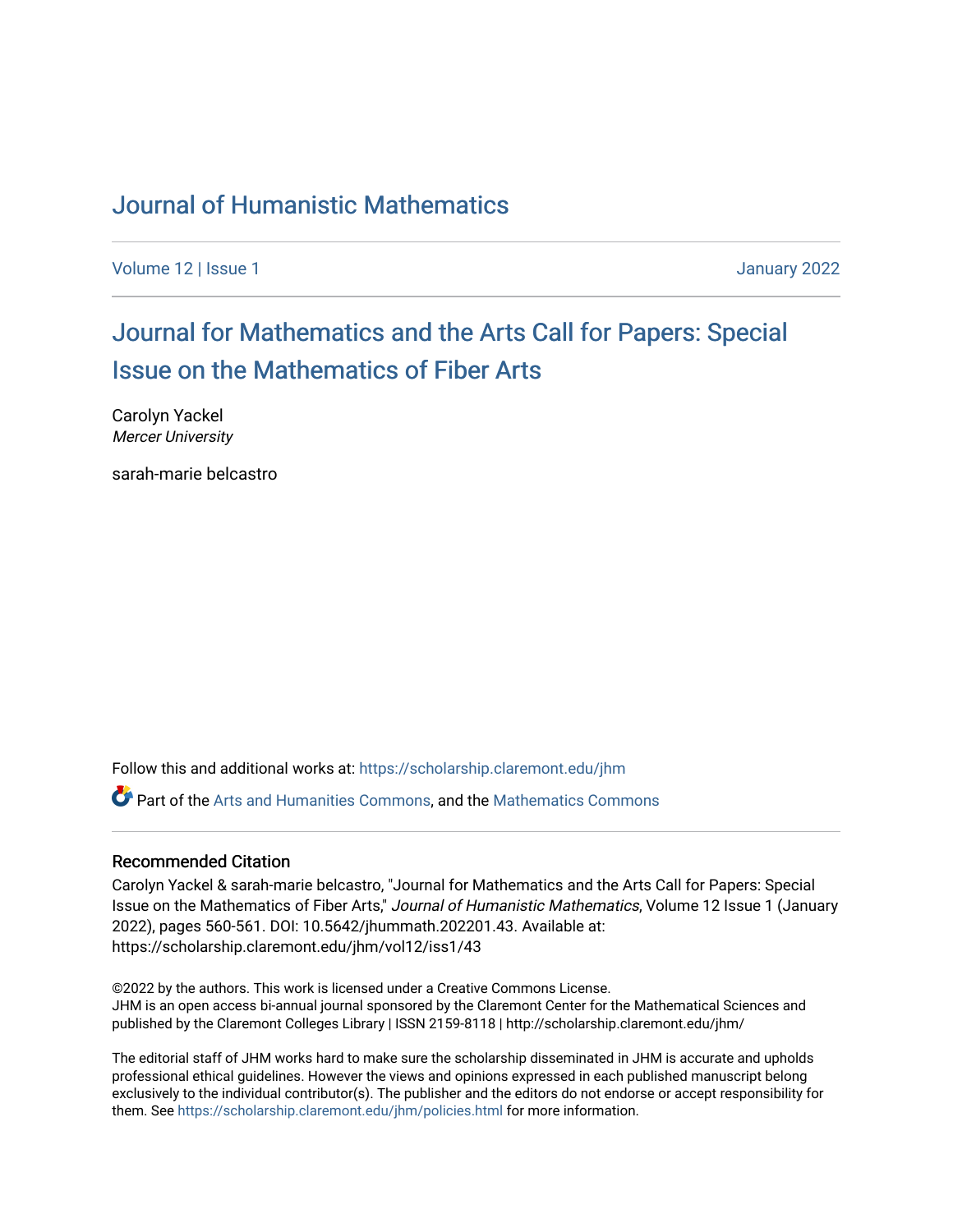# Journal of Humanistic Mathematics

Volume 12 | Issue 1 January 2022

## Journal for Mathematics and the Arts Call for Papers: Special Issue on the Mathematics of Fiber Arts

Carolyn Yackel
*Mercer University*

sarah-marie belcastro

Follow this and additional works at: https://scholarship.claremont.edu/jhm

Part of the Arts and Humanities Commons, and the Mathematics Commons

### Recommended Citation

Carolyn Yackel & sarah-marie belcastro, "Journal for Mathematics and the Arts Call for Papers: Special Issue on the Mathematics of Fiber Arts," *Journal of Humanistic Mathematics*, Volume 12 Issue 1 (January 2022), pages 560-561. DOI: 10.5642/jhummath.202201.43. Available at: https://scholarship.claremont.edu/jhm/vol12/iss1/43

©2022 by the authors. This work is licensed under a Creative Commons License.
JHM is an open access bi-annual journal sponsored by the Claremont Center for the Mathematical Sciences and published by the Claremont Colleges Library | ISSN 2159-8118 | http://scholarship.claremont.edu/jhm/

The editorial staff of JHM works hard to make sure the scholarship disseminated in JHM is accurate and upholds professional ethical guidelines. However the views and opinions expressed in each published manuscript belong exclusively to the individual contributor(s). The publisher and the editors do not endorse or accept responsibility for them. See https://scholarship.claremont.edu/jhm/policies.html for more information.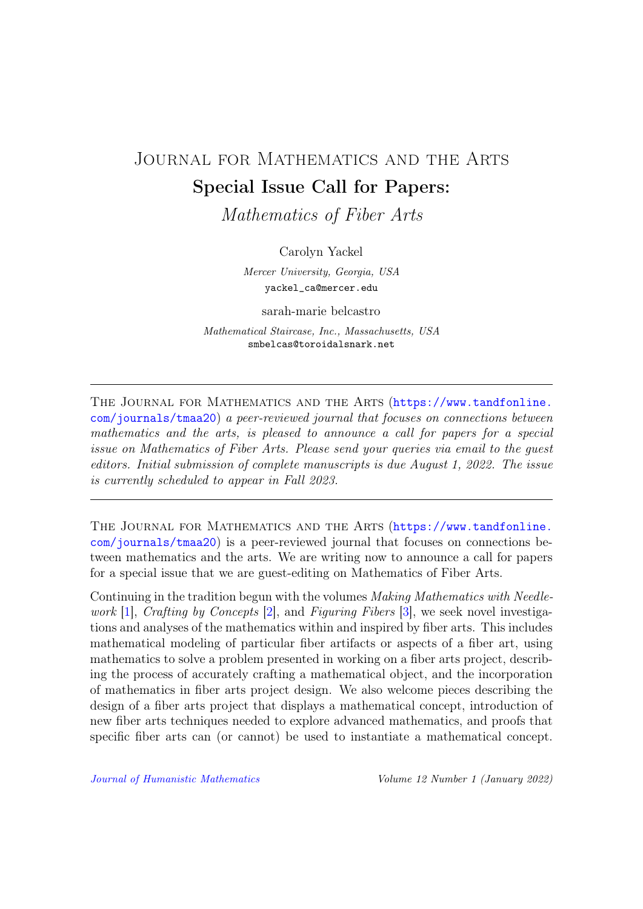# Journal for Mathematics and the Arts

## Special Issue Call for Papers:

### *Mathematics of Fiber Arts*

Carolyn Yackel

*Mercer University, Georgia, USA*
yackel_ca@mercer.edu

sarah-marie belcastro

*Mathematical Staircase, Inc., Massachusetts, USA*
smbelcas@toroidalsnark.net

---

The Journal for Mathematics and the Arts (https://www.tandfonline.com/journals/tmaa20) *a peer-reviewed journal that focuses on connections between mathematics and the arts, is pleased to announce a call for papers for a special issue on Mathematics of Fiber Arts. Please send your queries via email to the guest editors. Initial submission of complete manuscripts is due August 1, 2022. The issue is currently scheduled to appear in Fall 2023.*

---

The Journal for Mathematics and the Arts (https://www.tandfonline.com/journals/tmaa20) is a peer-reviewed journal that focuses on connections between mathematics and the arts. We are writing now to announce a call for papers for a special issue that we are guest-editing on Mathematics of Fiber Arts.

Continuing in the tradition begun with the volumes *Making Mathematics with Needlework* [1], *Crafting by Concepts* [2], and *Figuring Fibers* [3], we seek novel investigations and analyses of the mathematics within and inspired by fiber arts. This includes mathematical modeling of particular fiber artifacts or aspects of a fiber art, using mathematics to solve a problem presented in working on a fiber arts project, describing the process of accurately crafting a mathematical object, and the incorporation of mathematics in fiber arts project design. We also welcome pieces describing the design of a fiber arts project that displays a mathematical concept, introduction of new fiber arts techniques needed to explore advanced mathematics, and proofs that specific fiber arts can (or cannot) be used to instantiate a mathematical concept.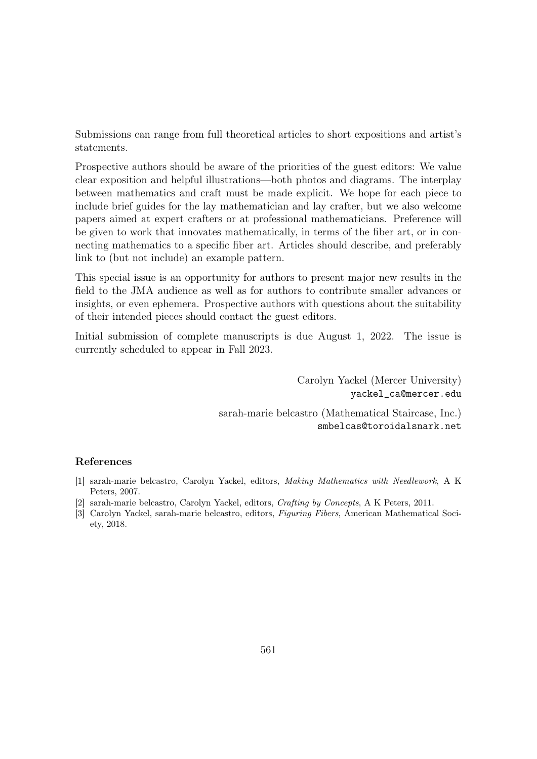Submissions can range from full theoretical articles to short expositions and artist's statements.

Prospective authors should be aware of the priorities of the guest editors: We value clear exposition and helpful illustrations—both photos and diagrams. The interplay between mathematics and craft must be made explicit. We hope for each piece to include brief guides for the lay mathematician and lay crafter, but we also welcome papers aimed at expert crafters or at professional mathematicians. Preference will be given to work that innovates mathematically, in terms of the fiber art, or in connecting mathematics to a specific fiber art. Articles should describe, and preferably link to (but not include) an example pattern.

This special issue is an opportunity for authors to present major new results in the field to the JMA audience as well as for authors to contribute smaller advances or insights, or even ephemera. Prospective authors with questions about the suitability of their intended pieces should contact the guest editors.

Initial submission of complete manuscripts is due August 1, 2022. The issue is currently scheduled to appear in Fall 2023.

Carolyn Yackel (Mercer University)
`yackel_ca@mercer.edu`

sarah-marie belcastro (Mathematical Staircase, Inc.)
`smbelcas@toroidalsnark.net`

## References

[1] sarah-marie belcastro, Carolyn Yackel, editors, *Making Mathematics with Needlework*, A K Peters, 2007.

[2] sarah-marie belcastro, Carolyn Yackel, editors, *Crafting by Concepts*, A K Peters, 2011.

[3] Carolyn Yackel, sarah-marie belcastro, editors, *Figuring Fibers*, American Mathematical Society, 2018.